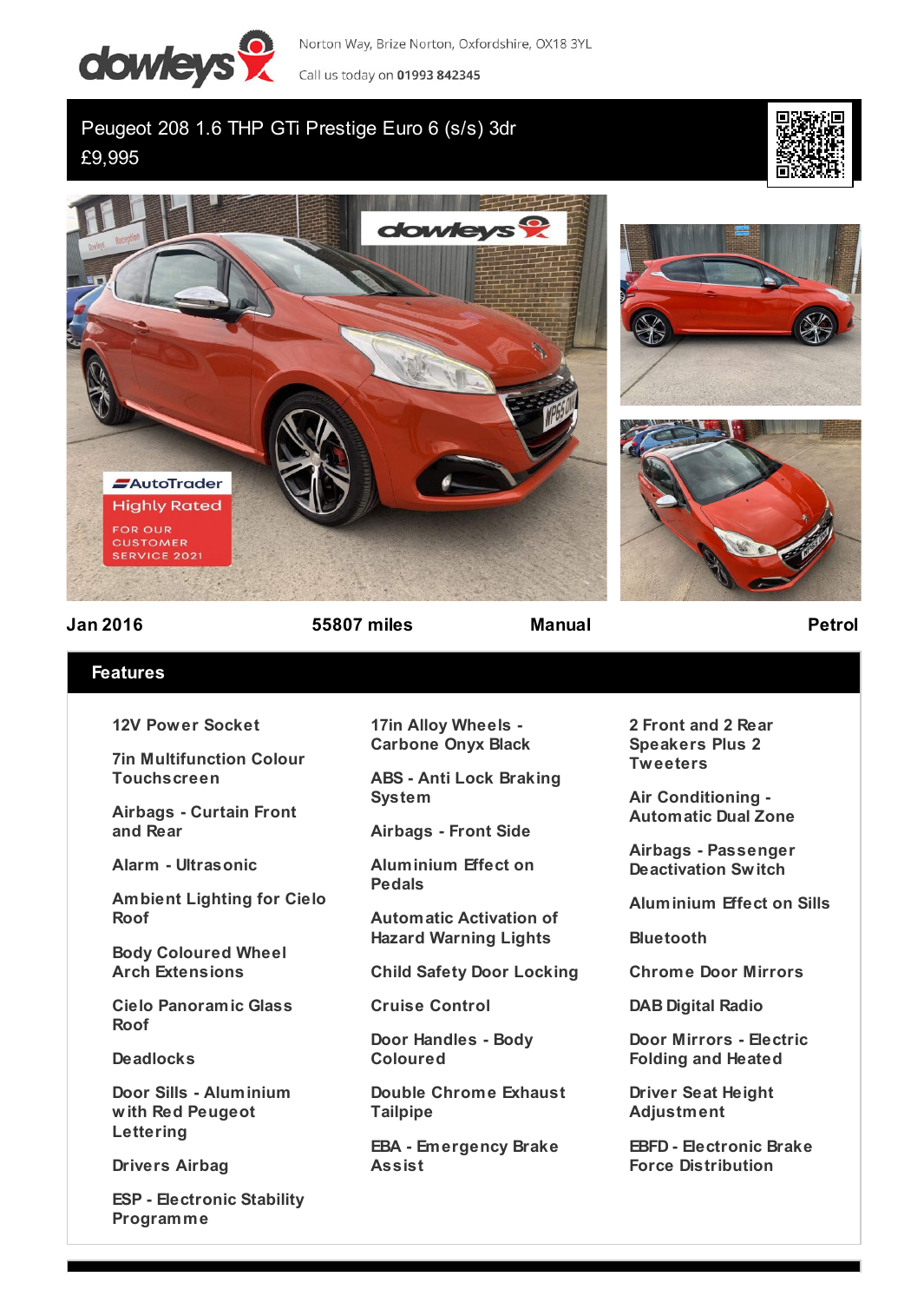Norton Way, Brize Norton, Oxfordshire, OX18 3YL

Call us today on **01993 842345**

# Peugeot 208 1.6 THP GTi Prestige Euro 6 (s/s) 3dr

£9,995

**Jan 2016** | **55807 miles** | **Manual** | **Petrol**

## Features

- 12V Power Socket
- 7in Multifunction Colour Touchscreen
- Airbags - Curtain Front and Rear
- Alarm - Ultrasonic
- Ambient Lighting for Cielo Roof
- Body Coloured Wheel Arch Extensions
- Cielo Panoramic Glass Roof
- Deadlocks
- Door Sills - Aluminium with Red Peugeot Lettering
- Drivers Airbag
- ESP - Electronic Stability Programme
- 17in Alloy Wheels - Carbone Onyx Black
- ABS - Anti Lock Braking System
- Airbags - Front Side
- Aluminium Effect on Pedals
- Automatic Activation of Hazard Warning Lights
- Child Safety Door Locking
- Cruise Control
- Door Handles - Body Coloured
- Double Chrome Exhaust Tailpipe
- EBA - Emergency Brake Assist
- 2 Front and 2 Rear Speakers Plus 2 Tweeters
- Air Conditioning - Automatic Dual Zone
- Airbags - Passenger Deactivation Switch
- Aluminium Effect on Sills
- Bluetooth
- Chrome Door Mirrors
- DAB Digital Radio
- Door Mirrors - Electric Folding and Heated
- Driver Seat Height Adjustment
- EBFD - Electronic Brake Force Distribution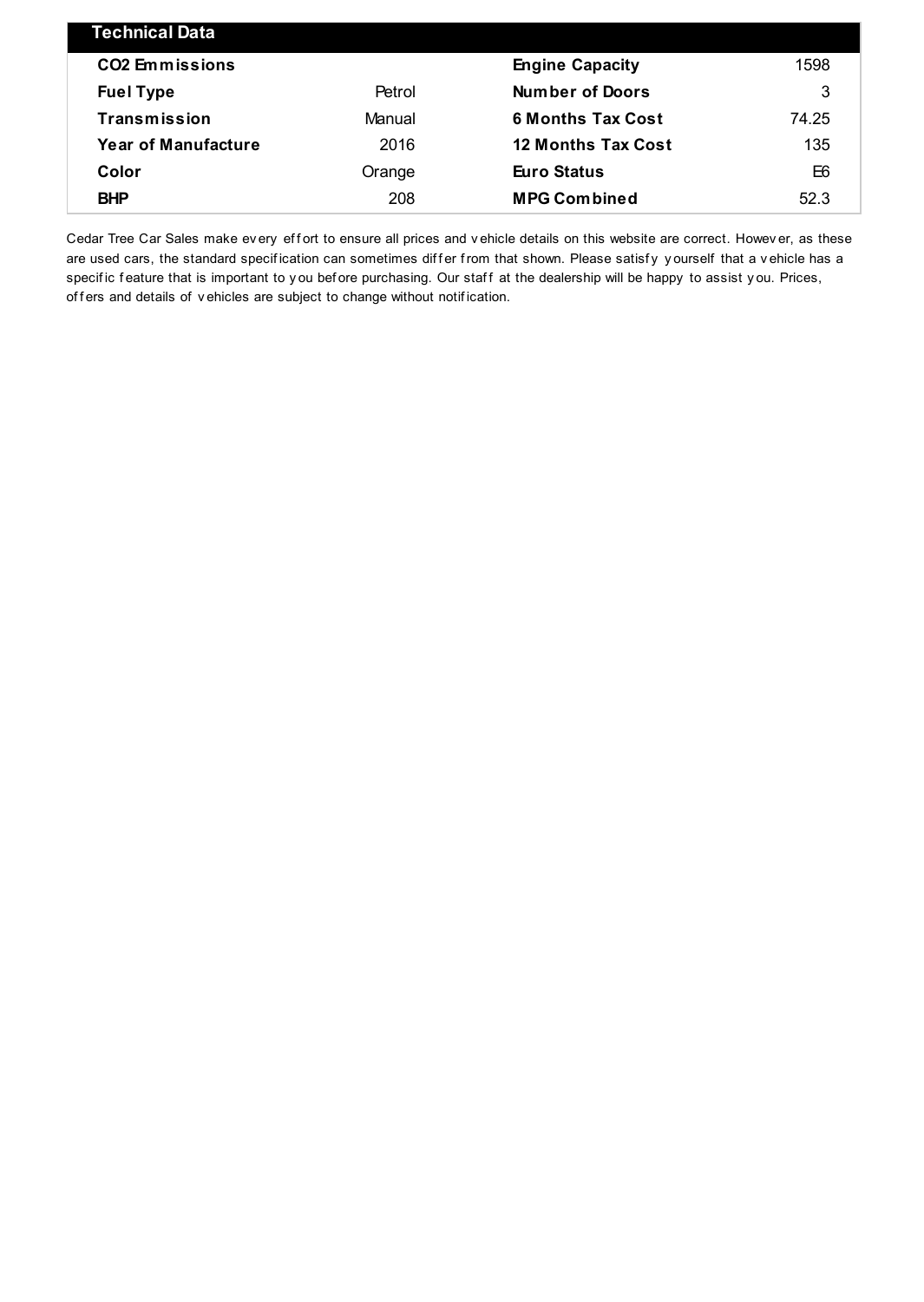## Technical Data

| | | | |
|---|---|---|---|
| **CO2 Emmissions** | | **Engine Capacity** | 1598 |
| **Fuel Type** | Petrol | **Number of Doors** | 3 |
| **Transmission** | Manual | **6 Months Tax Cost** | 74.25 |
| **Year of Manufacture** | 2016 | **12 Months Tax Cost** | 135 |
| **Color** | Orange | **Euro Status** | E6 |
| **BHP** | 208 | **MPG Combined** | 52.3 |

Cedar Tree Car Sales make every effort to ensure all prices and vehicle details on this website are correct. However, as these are used cars, the standard specification can sometimes differ from that shown. Please satisfy yourself that a vehicle has a specific feature that is important to you before purchasing. Our staff at the dealership will be happy to assist you. Prices, offers and details of vehicles are subject to change without notification.